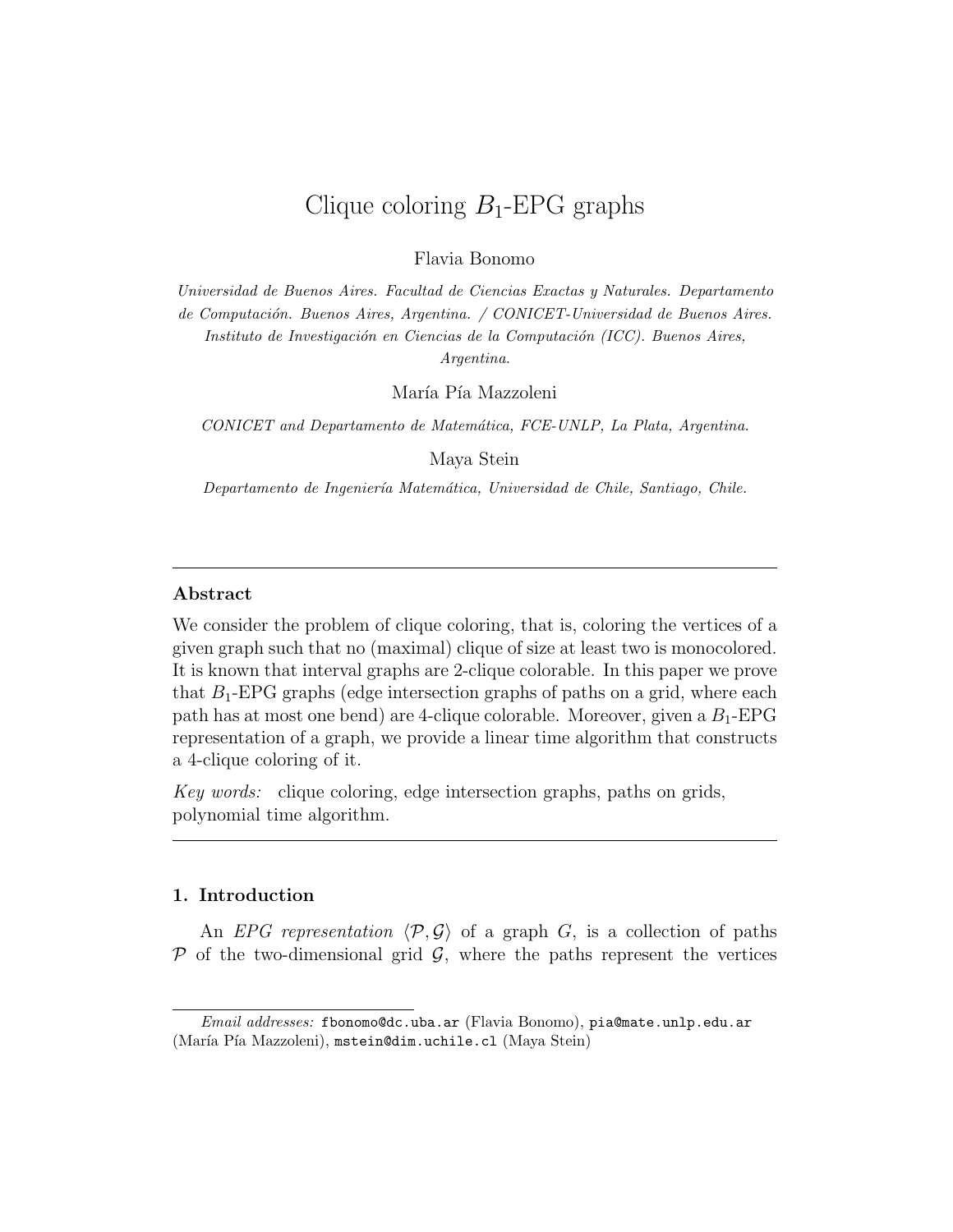# Clique coloring $B_1$-EPG graphs

Flavia Bonomo

*Universidad de Buenos Aires. Facultad de Ciencias Exactas y Naturales. Departamento de Computación. Buenos Aires, Argentina. / CONICET-Universidad de Buenos Aires. Instituto de Investigación en Ciencias de la Computación (ICC). Buenos Aires, Argentina.*

María Pía Mazzoleni

*CONICET and Departamento de Matemática, FCE-UNLP, La Plata, Argentina.*

Maya Stein

*Departamento de Ingeniería Matemática, Universidad de Chile, Santiago, Chile.*

---

**Abstract**

We consider the problem of clique coloring, that is, coloring the vertices of a given graph such that no (maximal) clique of size at least two is monocolored. It is known that interval graphs are 2-clique colorable. In this paper we prove that $B_1$-EPG graphs (edge intersection graphs of paths on a grid, where each path has at most one bend) are 4-clique colorable. Moreover, given a $B_1$-EPG representation of a graph, we provide a linear time algorithm that constructs a 4-clique coloring of it.

*Key words:* clique coloring, edge intersection graphs, paths on grids, polynomial time algorithm.

---

## 1. Introduction

An *EPG representation* $\langle \mathcal{P}, \mathcal{G} \rangle$ of a graph $G$, is a collection of paths $\mathcal{P}$ of the two-dimensional grid $\mathcal{G}$, where the paths represent the vertices

*Email addresses:* fbonomo@dc.uba.ar (Flavia Bonomo), pia@mate.unlp.edu.ar (María Pía Mazzoleni), mstein@dim.uchile.cl (Maya Stein)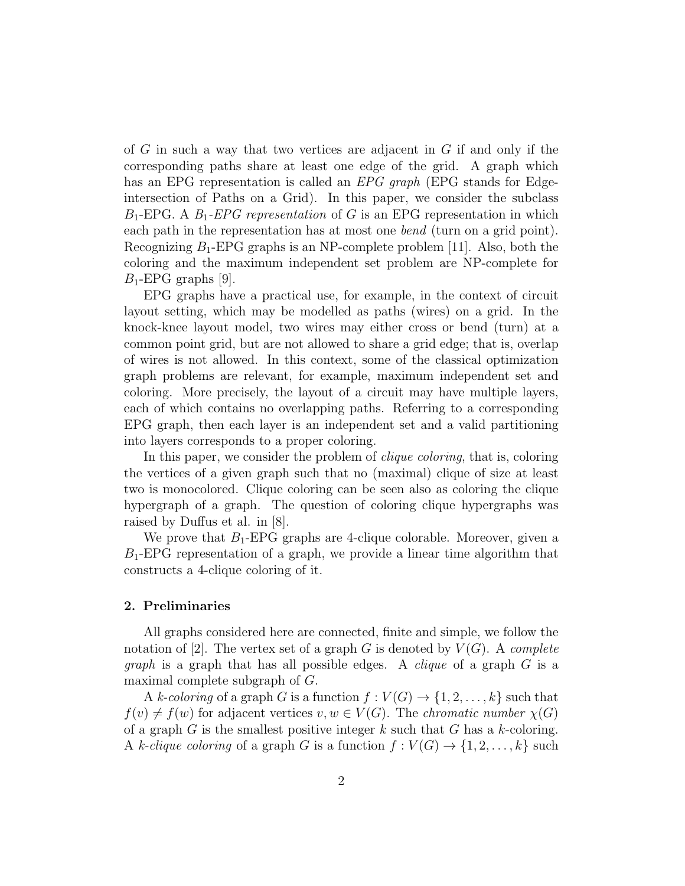of $G$ in such a way that two vertices are adjacent in $G$ if and only if the corresponding paths share at least one edge of the grid. A graph which has an EPG representation is called an *EPG graph* (EPG stands for Edge-intersection of Paths on a Grid). In this paper, we consider the subclass $B_1$-EPG. A *$B_1$-EPG representation* of $G$ is an EPG representation in which each path in the representation has at most one *bend* (turn on a grid point). Recognizing $B_1$-EPG graphs is an NP-complete problem [11]. Also, both the coloring and the maximum independent set problem are NP-complete for $B_1$-EPG graphs [9].

EPG graphs have a practical use, for example, in the context of circuit layout setting, which may be modelled as paths (wires) on a grid. In the knock-knee layout model, two wires may either cross or bend (turn) at a common point grid, but are not allowed to share a grid edge; that is, overlap of wires is not allowed. In this context, some of the classical optimization graph problems are relevant, for example, maximum independent set and coloring. More precisely, the layout of a circuit may have multiple layers, each of which contains no overlapping paths. Referring to a corresponding EPG graph, then each layer is an independent set and a valid partitioning into layers corresponds to a proper coloring.

In this paper, we consider the problem of *clique coloring*, that is, coloring the vertices of a given graph such that no (maximal) clique of size at least two is monocolored. Clique coloring can be seen also as coloring the clique hypergraph of a graph. The question of coloring clique hypergraphs was raised by Duffus et al. in [8].

We prove that $B_1$-EPG graphs are 4-clique colorable. Moreover, given a $B_1$-EPG representation of a graph, we provide a linear time algorithm that constructs a 4-clique coloring of it.

## 2. Preliminaries

All graphs considered here are connected, finite and simple, we follow the notation of [2]. The vertex set of a graph $G$ is denoted by $V(G)$. A *complete graph* is a graph that has all possible edges. A *clique* of a graph $G$ is a maximal complete subgraph of $G$.

A *$k$-coloring* of a graph $G$ is a function $f : V(G) \to \{1, 2, \ldots, k\}$ such that $f(v) \neq f(w)$ for adjacent vertices $v, w \in V(G)$. The *chromatic number* $\chi(G)$ of a graph $G$ is the smallest positive integer $k$ such that $G$ has a $k$-coloring. A *$k$-clique coloring* of a graph $G$ is a function $f : V(G) \to \{1, 2, \ldots, k\}$ such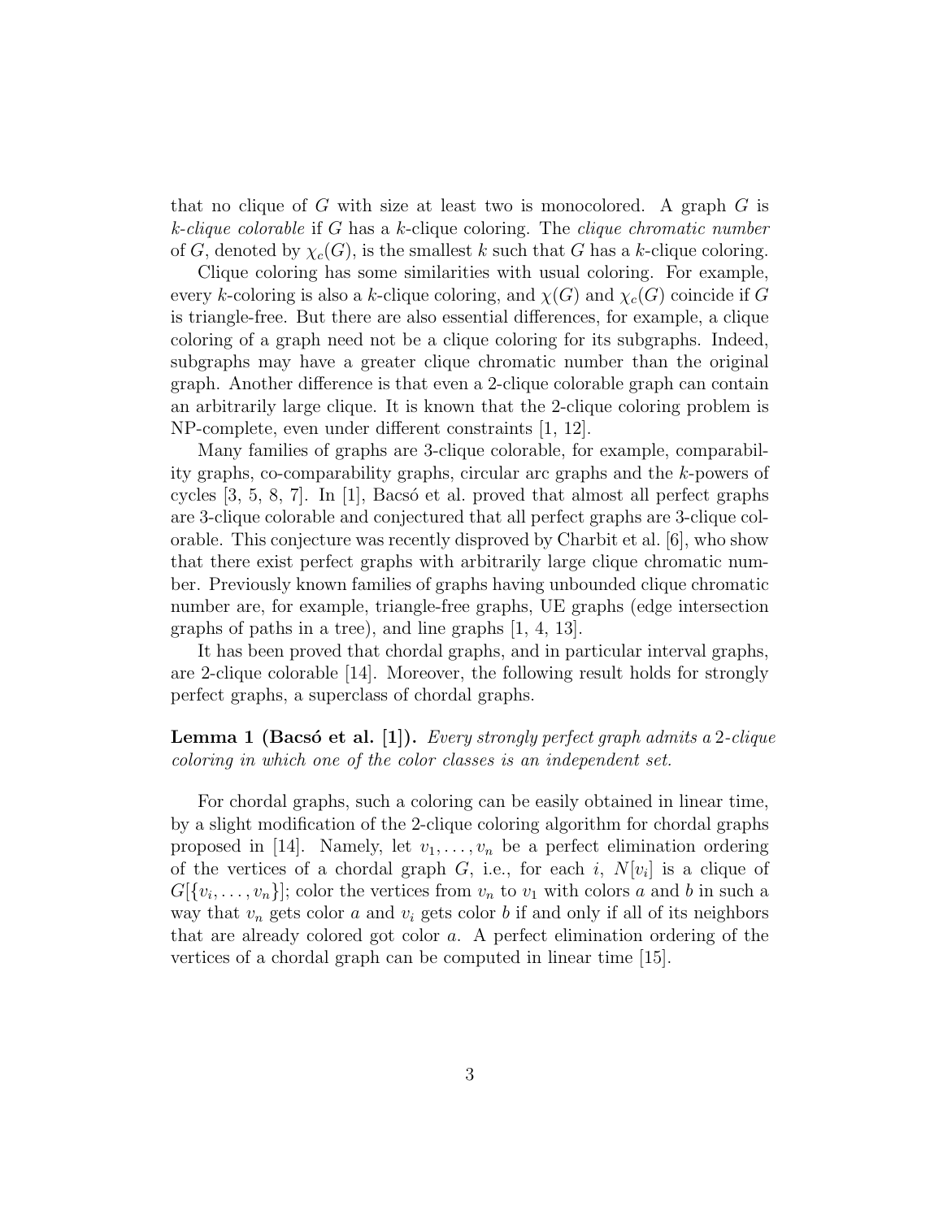that no clique of $G$ with size at least two is monocolored. A graph $G$ is *$k$-clique colorable* if $G$ has a $k$-clique coloring. The *clique chromatic number* of $G$, denoted by $\chi_c(G)$, is the smallest $k$ such that $G$ has a $k$-clique coloring.

Clique coloring has some similarities with usual coloring. For example, every $k$-coloring is also a $k$-clique coloring, and $\chi(G)$ and $\chi_c(G)$ coincide if $G$ is triangle-free. But there are also essential differences, for example, a clique coloring of a graph need not be a clique coloring for its subgraphs. Indeed, subgraphs may have a greater clique chromatic number than the original graph. Another difference is that even a 2-clique colorable graph can contain an arbitrarily large clique. It is known that the 2-clique coloring problem is NP-complete, even under different constraints [1, 12].

Many families of graphs are 3-clique colorable, for example, comparability graphs, co-comparability graphs, circular arc graphs and the $k$-powers of cycles [3, 5, 8, 7]. In [1], Bacsó et al. proved that almost all perfect graphs are 3-clique colorable and conjectured that all perfect graphs are 3-clique colorable. This conjecture was recently disproved by Charbit et al. [6], who show that there exist perfect graphs with arbitrarily large clique chromatic number. Previously known families of graphs having unbounded clique chromatic number are, for example, triangle-free graphs, UE graphs (edge intersection graphs of paths in a tree), and line graphs [1, 4, 13].

It has been proved that chordal graphs, and in particular interval graphs, are 2-clique colorable [14]. Moreover, the following result holds for strongly perfect graphs, a superclass of chordal graphs.

**Lemma 1 (Bacsó et al. [1]).** *Every strongly perfect graph admits a 2-clique coloring in which one of the color classes is an independent set.*

For chordal graphs, such a coloring can be easily obtained in linear time, by a slight modification of the 2-clique coloring algorithm for chordal graphs proposed in [14]. Namely, let $v_1, \ldots, v_n$ be a perfect elimination ordering of the vertices of a chordal graph $G$, i.e., for each $i$, $N[v_i]$ is a clique of $G[\{v_i, \ldots, v_n\}]$; color the vertices from $v_n$ to $v_1$ with colors $a$ and $b$ in such a way that $v_n$ gets color $a$ and $v_i$ gets color $b$ if and only if all of its neighbors that are already colored got color $a$. A perfect elimination ordering of the vertices of a chordal graph can be computed in linear time [15].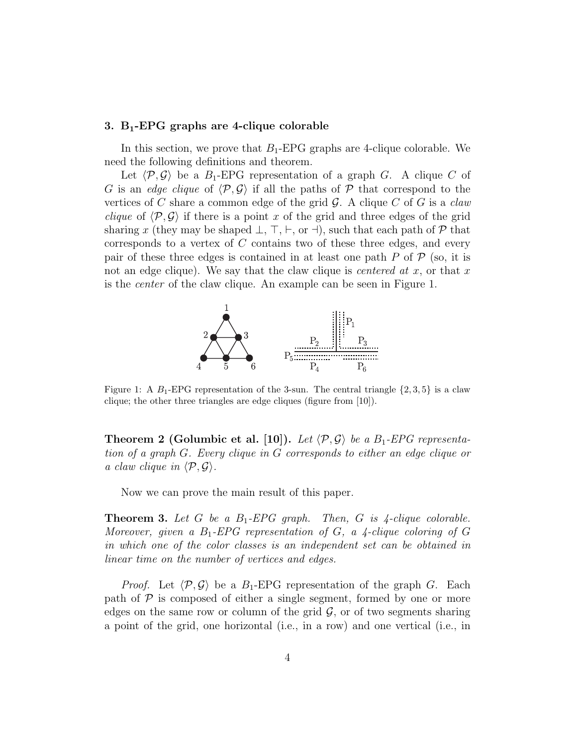## 3. $B_1$-EPG graphs are 4-clique colorable

In this section, we prove that $B_1$-EPG graphs are 4-clique colorable. We need the following definitions and theorem.

Let $\langle \mathcal{P}, \mathcal{G} \rangle$ be a $B_1$-EPG representation of a graph $G$. A clique $C$ of $G$ is an *edge clique* of $\langle \mathcal{P}, \mathcal{G} \rangle$ if all the paths of $\mathcal{P}$ that correspond to the vertices of $C$ share a common edge of the grid $\mathcal{G}$. A clique $C$ of $G$ is a *claw clique* of $\langle \mathcal{P}, \mathcal{G} \rangle$ if there is a point $x$ of the grid and three edges of the grid sharing $x$ (they may be shaped $\perp$, $\top$, $\vdash$, or $\dashv$), such that each path of $\mathcal{P}$ that corresponds to a vertex of $C$ contains two of these three edges, and every pair of these three edges is contained in at least one path $P$ of $\mathcal{P}$ (so, it is not an edge clique). We say that the claw clique is *centered at* $x$, or that $x$ is the *center* of the claw clique. An example can be seen in Figure 1.

Figure 1: A $B_1$-EPG representation of the 3-sun. The central triangle $\{2, 3, 5\}$ is a claw clique; the other three triangles are edge cliques (figure from [10]).

**Theorem 2 (Golumbic et al. [10]).** *Let $\langle \mathcal{P}, \mathcal{G} \rangle$ be a $B_1$-EPG representation of a graph $G$. Every clique in $G$ corresponds to either an edge clique or a claw clique in $\langle \mathcal{P}, \mathcal{G} \rangle$.*

Now we can prove the main result of this paper.

**Theorem 3.** *Let $G$ be a $B_1$-EPG graph. Then, $G$ is 4-clique colorable. Moreover, given a $B_1$-EPG representation of $G$, a 4-clique coloring of $G$ in which one of the color classes is an independent set can be obtained in linear time on the number of vertices and edges.*

*Proof.* Let $\langle \mathcal{P}, \mathcal{G} \rangle$ be a $B_1$-EPG representation of the graph $G$. Each path of $\mathcal{P}$ is composed of either a single segment, formed by one or more edges on the same row or column of the grid $\mathcal{G}$, or of two segments sharing a point of the grid, one horizontal (i.e., in a row) and one vertical (i.e., in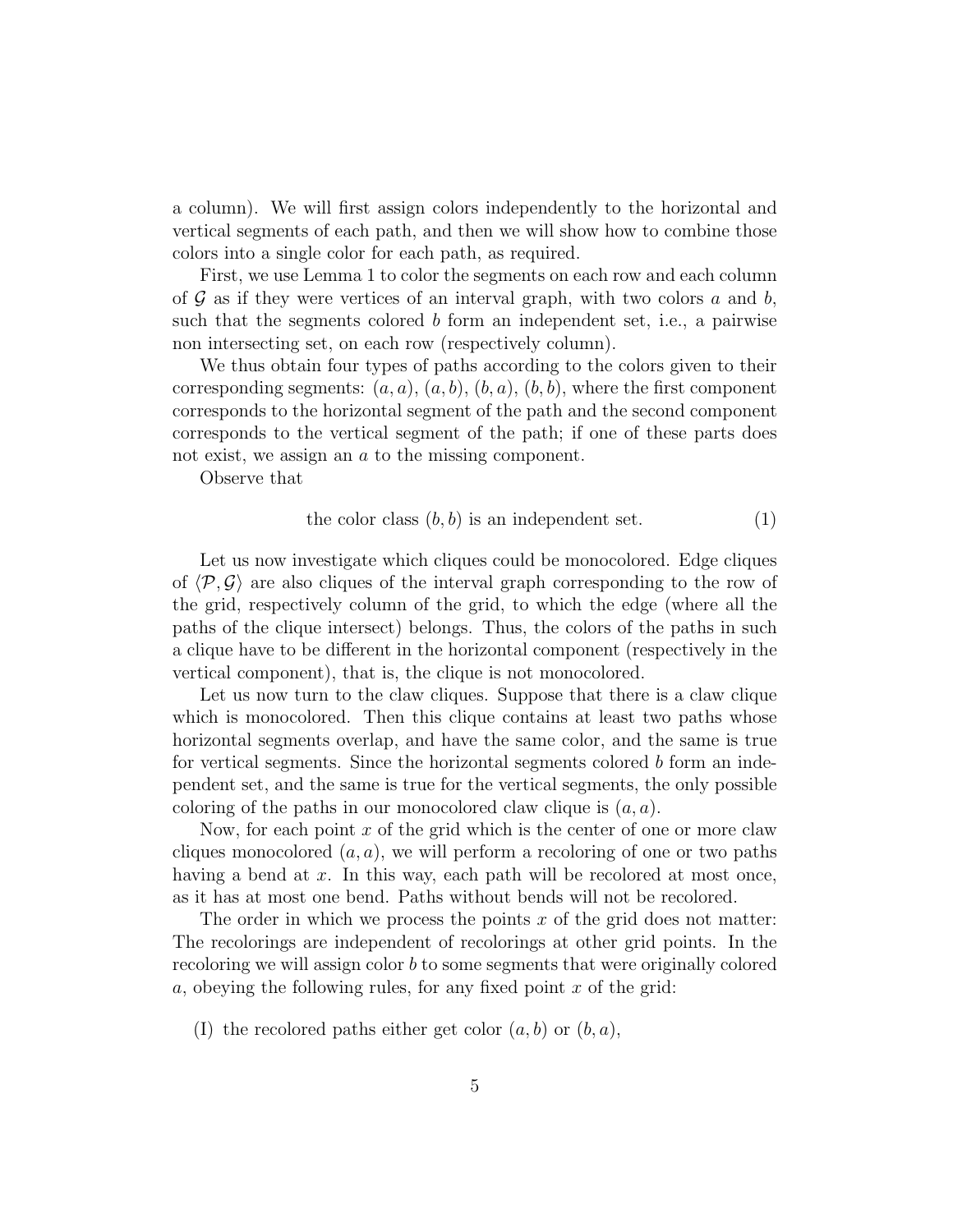a column). We will first assign colors independently to the horizontal and vertical segments of each path, and then we will show how to combine those colors into a single color for each path, as required.

First, we use Lemma 1 to color the segments on each row and each column of $\mathcal{G}$ as if they were vertices of an interval graph, with two colors $a$ and $b$, such that the segments colored $b$ form an independent set, i.e., a pairwise non intersecting set, on each row (respectively column).

We thus obtain four types of paths according to the colors given to their corresponding segments: $(a, a)$, $(a, b)$, $(b, a)$, $(b, b)$, where the first component corresponds to the horizontal segment of the path and the second component corresponds to the vertical segment of the path; if one of these parts does not exist, we assign an $a$ to the missing component.

Observe that

$$\text{the color class } (b, b) \text{ is an independent set.} \tag{1}$$

Let us now investigate which cliques could be monocolored. Edge cliques of $\langle \mathcal{P}, \mathcal{G} \rangle$ are also cliques of the interval graph corresponding to the row of the grid, respectively column of the grid, to which the edge (where all the paths of the clique intersect) belongs. Thus, the colors of the paths in such a clique have to be different in the horizontal component (respectively in the vertical component), that is, the clique is not monocolored.

Let us now turn to the claw cliques. Suppose that there is a claw clique which is monocolored. Then this clique contains at least two paths whose horizontal segments overlap, and have the same color, and the same is true for vertical segments. Since the horizontal segments colored $b$ form an independent set, and the same is true for the vertical segments, the only possible coloring of the paths in our monocolored claw clique is $(a, a)$.

Now, for each point $x$ of the grid which is the center of one or more claw cliques monocolored $(a, a)$, we will perform a recoloring of one or two paths having a bend at $x$. In this way, each path will be recolored at most once, as it has at most one bend. Paths without bends will not be recolored.

The order in which we process the points $x$ of the grid does not matter: The recolorings are independent of recolorings at other grid points. In the recoloring we will assign color $b$ to some segments that were originally colored $a$, obeying the following rules, for any fixed point $x$ of the grid:

(I) the recolored paths either get color $(a, b)$ or $(b, a)$,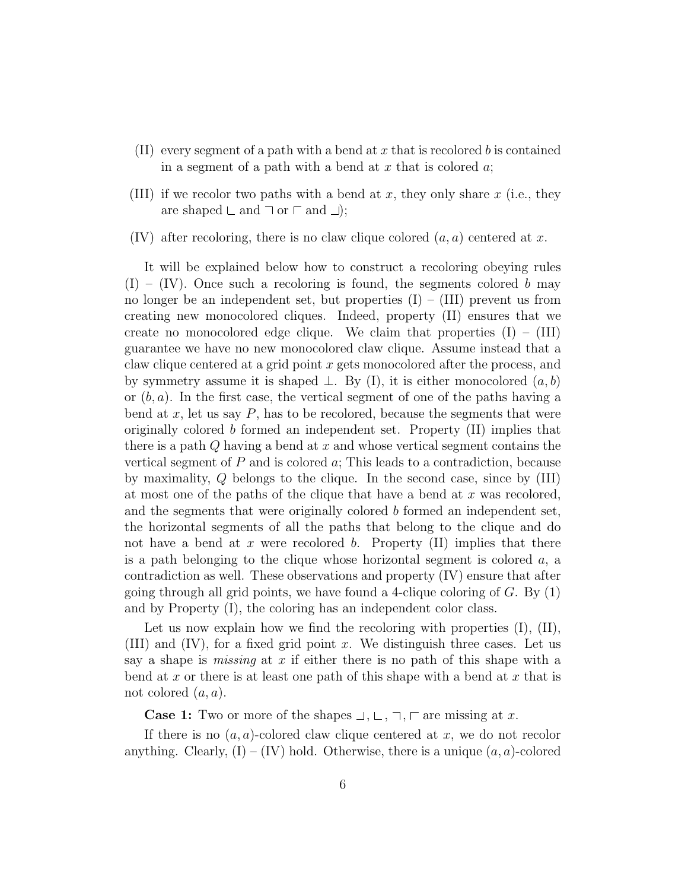(II) every segment of a path with a bend at $x$ that is recolored $b$ is contained in a segment of a path with a bend at $x$ that is colored $a$;

(III) if we recolor two paths with a bend at $x$, they only share $x$ (i.e., they are shaped $\llcorner$ and $\urcorner$ or $\ulcorner$ and $\lrcorner$);

(IV) after recoloring, there is no claw clique colored $(a, a)$ centered at $x$.

It will be explained below how to construct a recoloring obeying rules (I) – (IV). Once such a recoloring is found, the segments colored $b$ may no longer be an independent set, but properties (I) – (III) prevent us from creating new monocolored cliques. Indeed, property (II) ensures that we create no monocolored edge clique. We claim that properties (I) – (III) guarantee we have no new monocolored claw clique. Assume instead that a claw clique centered at a grid point $x$ gets monocolored after the process, and by symmetry assume it is shaped $\perp$. By (I), it is either monocolored $(a, b)$ or $(b, a)$. In the first case, the vertical segment of one of the paths having a bend at $x$, let us say $P$, has to be recolored, because the segments that were originally colored $b$ formed an independent set. Property (II) implies that there is a path $Q$ having a bend at $x$ and whose vertical segment contains the vertical segment of $P$ and is colored $a$; This leads to a contradiction, because by maximality, $Q$ belongs to the clique. In the second case, since by (III) at most one of the paths of the clique that have a bend at $x$ was recolored, and the segments that were originally colored $b$ formed an independent set, the horizontal segments of all the paths that belong to the clique and do not have a bend at $x$ were recolored $b$. Property (II) implies that there is a path belonging to the clique whose horizontal segment is colored $a$, a contradiction as well. These observations and property (IV) ensure that after going through all grid points, we have found a 4-clique coloring of $G$. By (1) and by Property (I), the coloring has an independent color class.

Let us now explain how we find the recoloring with properties (I), (II), (III) and (IV), for a fixed grid point $x$. We distinguish three cases. Let us say a shape is *missing* at $x$ if either there is no path of this shape with a bend at $x$ or there is at least one path of this shape with a bend at $x$ that is not colored $(a, a)$.

**Case 1:** Two or more of the shapes $\lrcorner$, $\llcorner$, $\urcorner$, $\ulcorner$ are missing at $x$.

If there is no $(a, a)$-colored claw clique centered at $x$, we do not recolor anything. Clearly, (I) – (IV) hold. Otherwise, there is a unique $(a, a)$-colored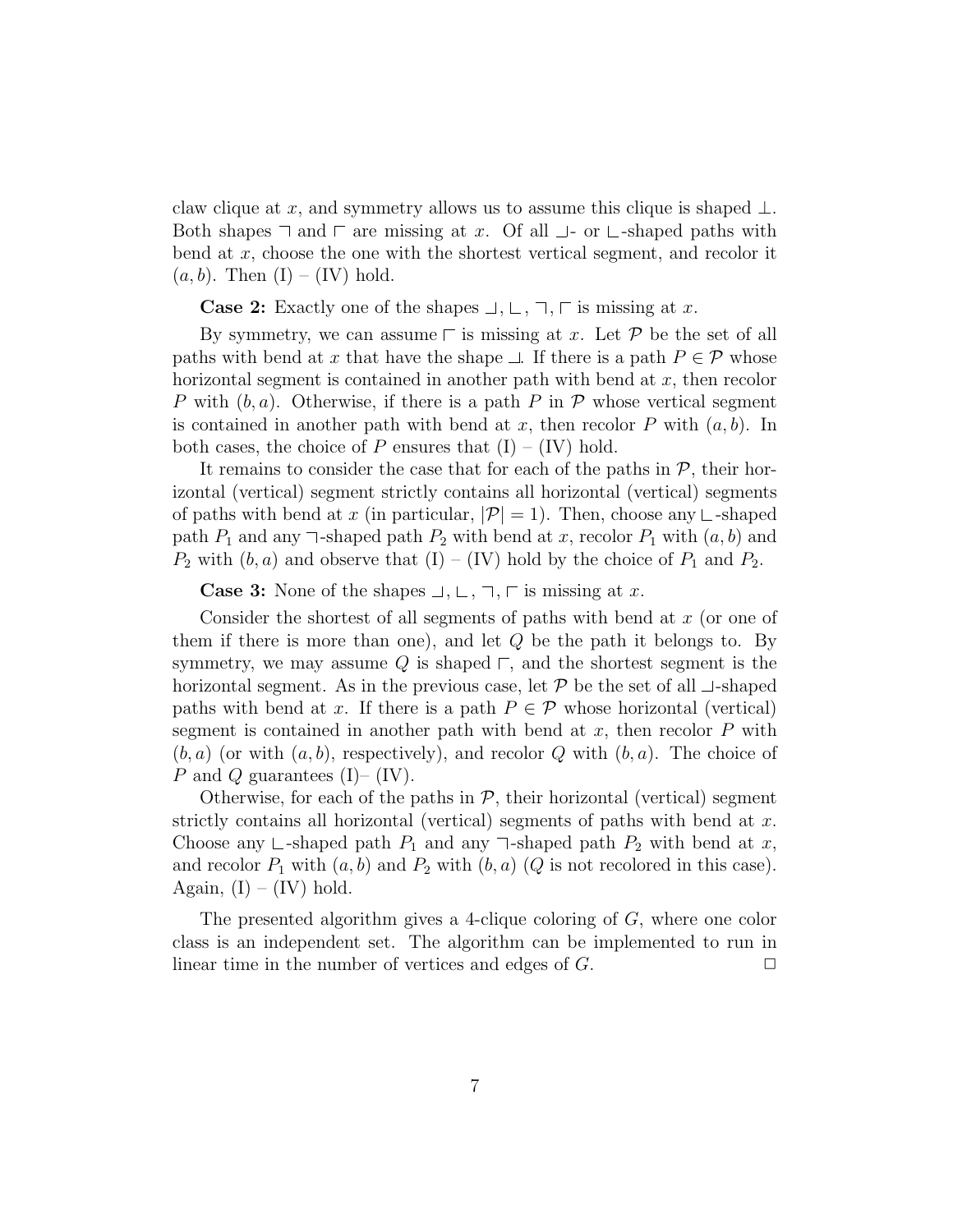claw clique at $x$, and symmetry allows us to assume this clique is shaped $\perp$. Both shapes $\urcorner$ and $\ulcorner$ are missing at $x$. Of all $\lrcorner$- or $\llcorner$-shaped paths with bend at $x$, choose the one with the shortest vertical segment, and recolor it $(a, b)$. Then (I) – (IV) hold.

**Case 2:** Exactly one of the shapes $\lrcorner, \llcorner, \urcorner, \ulcorner$ is missing at $x$.

By symmetry, we can assume $\ulcorner$ is missing at $x$. Let $\mathcal{P}$ be the set of all paths with bend at $x$ that have the shape $\lrcorner$. If there is a path $P \in \mathcal{P}$ whose horizontal segment is contained in another path with bend at $x$, then recolor $P$ with $(b, a)$. Otherwise, if there is a path $P$ in $\mathcal{P}$ whose vertical segment is contained in another path with bend at $x$, then recolor $P$ with $(a, b)$. In both cases, the choice of $P$ ensures that (I) – (IV) hold.

It remains to consider the case that for each of the paths in $\mathcal{P}$, their horizontal (vertical) segment strictly contains all horizontal (vertical) segments of paths with bend at $x$ (in particular, $|\mathcal{P}| = 1$). Then, choose any $\llcorner$-shaped path $P_1$ and any $\urcorner$-shaped path $P_2$ with bend at $x$, recolor $P_1$ with $(a, b)$ and $P_2$ with $(b, a)$ and observe that (I) – (IV) hold by the choice of $P_1$ and $P_2$.

**Case 3:** None of the shapes $\lrcorner, \llcorner, \urcorner, \ulcorner$ is missing at $x$.

Consider the shortest of all segments of paths with bend at $x$ (or one of them if there is more than one), and let $Q$ be the path it belongs to. By symmetry, we may assume $Q$ is shaped $\ulcorner$, and the shortest segment is the horizontal segment. As in the previous case, let $\mathcal{P}$ be the set of all $\lrcorner$-shaped paths with bend at $x$. If there is a path $P \in \mathcal{P}$ whose horizontal (vertical) segment is contained in another path with bend at $x$, then recolor $P$ with $(b, a)$ (or with $(a, b)$, respectively), and recolor $Q$ with $(b, a)$. The choice of $P$ and $Q$ guarantees (I)– (IV).

Otherwise, for each of the paths in $\mathcal{P}$, their horizontal (vertical) segment strictly contains all horizontal (vertical) segments of paths with bend at $x$. Choose any $\llcorner$-shaped path $P_1$ and any $\urcorner$-shaped path $P_2$ with bend at $x$, and recolor $P_1$ with $(a, b)$ and $P_2$ with $(b, a)$ ($Q$ is not recolored in this case). Again, (I) – (IV) hold.

The presented algorithm gives a 4-clique coloring of $G$, where one color class is an independent set. The algorithm can be implemented to run in linear time in the number of vertices and edges of $G$. $\square$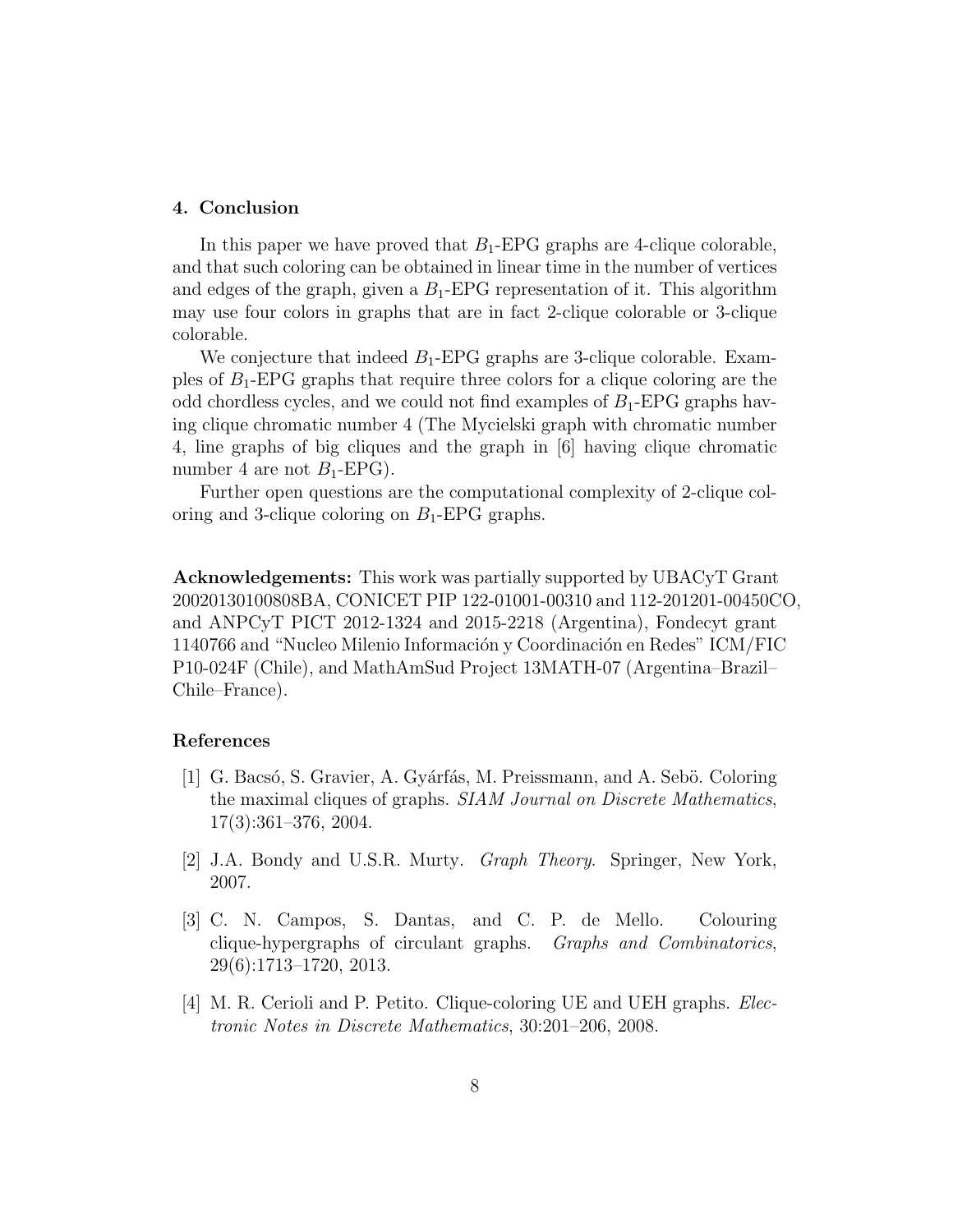## 4. Conclusion

In this paper we have proved that $B_1$-EPG graphs are 4-clique colorable, and that such coloring can be obtained in linear time in the number of vertices and edges of the graph, given a $B_1$-EPG representation of it. This algorithm may use four colors in graphs that are in fact 2-clique colorable or 3-clique colorable.

We conjecture that indeed $B_1$-EPG graphs are 3-clique colorable. Examples of $B_1$-EPG graphs that require three colors for a clique coloring are the odd chordless cycles, and we could not find examples of $B_1$-EPG graphs having clique chromatic number 4 (The Mycielski graph with chromatic number 4, line graphs of big cliques and the graph in [6] having clique chromatic number 4 are not $B_1$-EPG).

Further open questions are the computational complexity of 2-clique coloring and 3-clique coloring on $B_1$-EPG graphs.

**Acknowledgements:** This work was partially supported by UBACyT Grant 20020130100808BA, CONICET PIP 122-01001-00310 and 112-201201-00450CO, and ANPCyT PICT 2012-1324 and 2015-2218 (Argentina), Fondecyt grant 1140766 and "Nucleo Milenio Información y Coordinación en Redes" ICM/FIC P10-024F (Chile), and MathAmSud Project 13MATH-07 (Argentina–Brazil–Chile–France).

## References

[1] G. Bacsó, S. Gravier, A. Gyárfás, M. Preissmann, and A. Sebö. Coloring the maximal cliques of graphs. *SIAM Journal on Discrete Mathematics*, 17(3):361–376, 2004.

[2] J.A. Bondy and U.S.R. Murty. *Graph Theory*. Springer, New York, 2007.

[3] C. N. Campos, S. Dantas, and C. P. de Mello. Colouring clique-hypergraphs of circulant graphs. *Graphs and Combinatorics*, 29(6):1713–1720, 2013.

[4] M. R. Cerioli and P. Petito. Clique-coloring UE and UEH graphs. *Electronic Notes in Discrete Mathematics*, 30:201–206, 2008.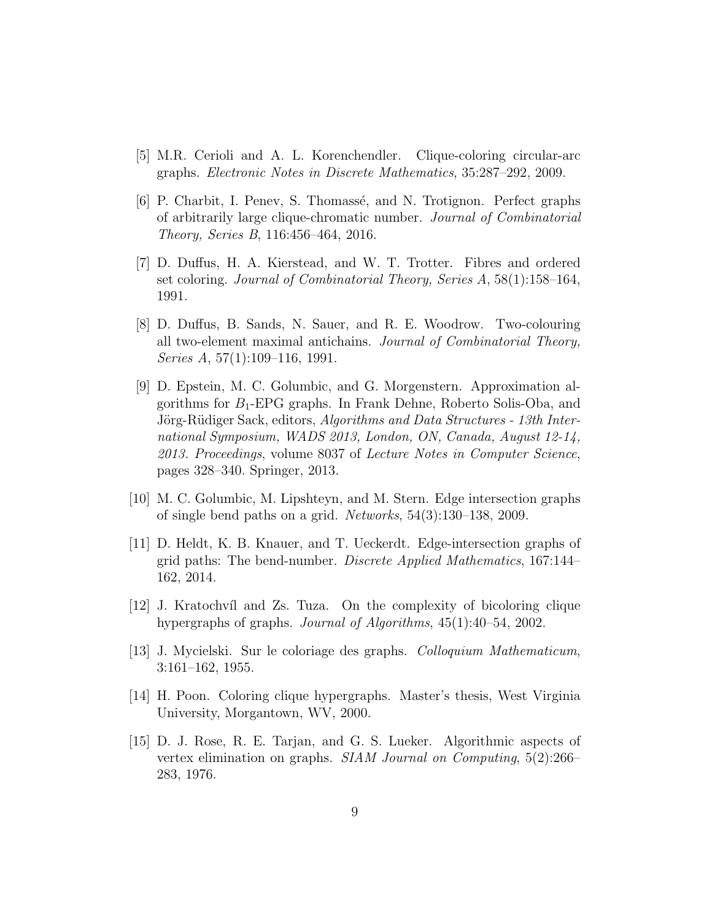[5] M.R. Cerioli and A. L. Korenchendler. Clique-coloring circular-arc graphs. *Electronic Notes in Discrete Mathematics*, 35:287–292, 2009.

[6] P. Charbit, I. Penev, S. Thomassé, and N. Trotignon. Perfect graphs of arbitrarily large clique-chromatic number. *Journal of Combinatorial Theory, Series B*, 116:456–464, 2016.

[7] D. Duffus, H. A. Kierstead, and W. T. Trotter. Fibres and ordered set coloring. *Journal of Combinatorial Theory, Series A*, 58(1):158–164, 1991.

[8] D. Duffus, B. Sands, N. Sauer, and R. E. Woodrow. Two-colouring all two-element maximal antichains. *Journal of Combinatorial Theory, Series A*, 57(1):109–116, 1991.

[9] D. Epstein, M. C. Golumbic, and G. Morgenstern. Approximation algorithms for $B_1$-EPG graphs. In Frank Dehne, Roberto Solis-Oba, and Jörg-Rüdiger Sack, editors, *Algorithms and Data Structures - 13th International Symposium, WADS 2013, London, ON, Canada, August 12-14, 2013. Proceedings*, volume 8037 of *Lecture Notes in Computer Science*, pages 328–340. Springer, 2013.

[10] M. C. Golumbic, M. Lipshteyn, and M. Stern. Edge intersection graphs of single bend paths on a grid. *Networks*, 54(3):130–138, 2009.

[11] D. Heldt, K. B. Knauer, and T. Ueckerdt. Edge-intersection graphs of grid paths: The bend-number. *Discrete Applied Mathematics*, 167:144–162, 2014.

[12] J. Kratochvíl and Zs. Tuza. On the complexity of bicoloring clique hypergraphs of graphs. *Journal of Algorithms*, 45(1):40–54, 2002.

[13] J. Mycielski. Sur le coloriage des graphs. *Colloquium Mathematicum*, 3:161–162, 1955.

[14] H. Poon. Coloring clique hypergraphs. Master's thesis, West Virginia University, Morgantown, WV, 2000.

[15] D. J. Rose, R. E. Tarjan, and G. S. Lueker. Algorithmic aspects of vertex elimination on graphs. *SIAM Journal on Computing*, 5(2):266–283, 1976.